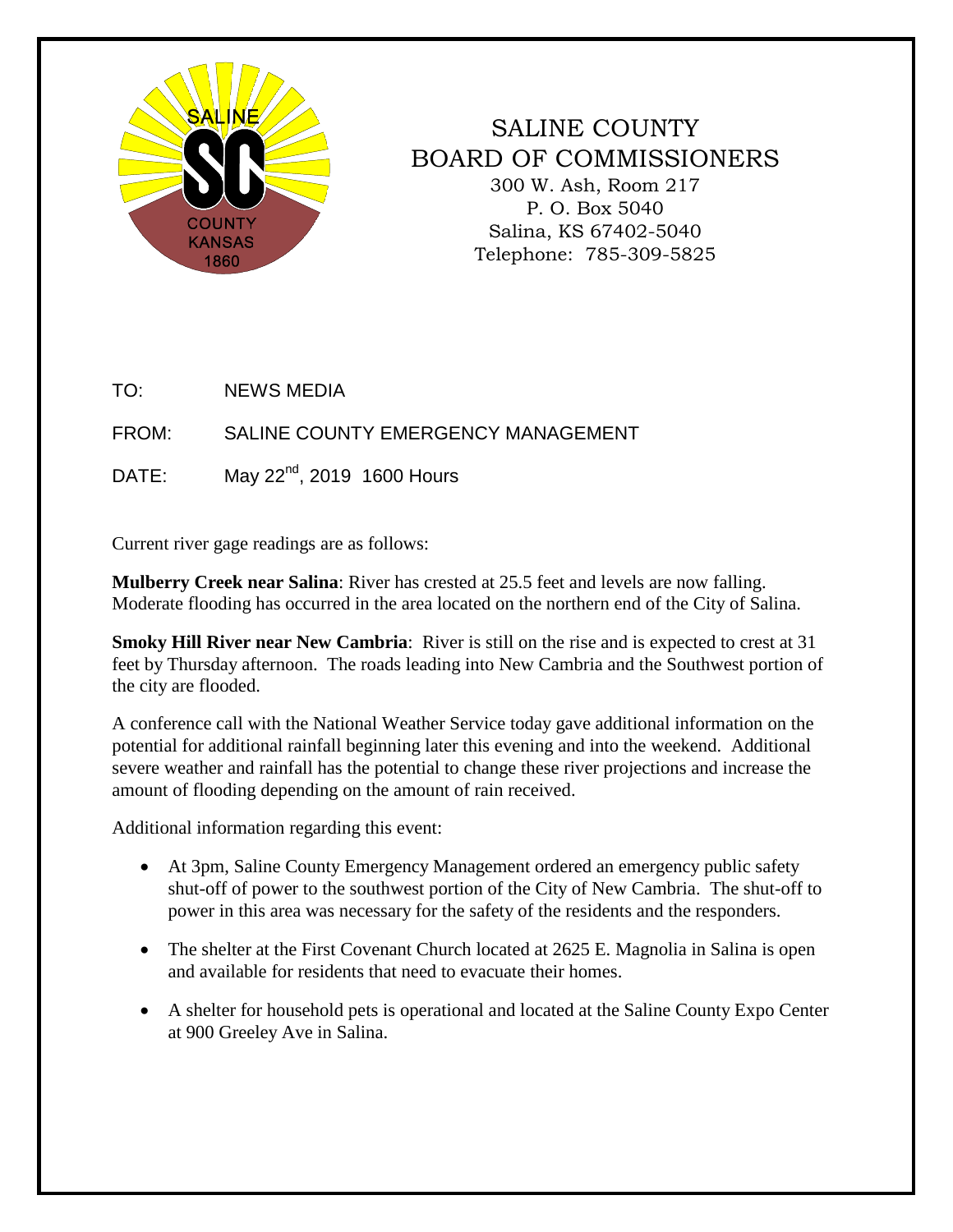# SALINE COUNTY BOARD OF COMMISSIONERS

300 W. Ash, Room 217
P. O. Box 5040
Salina, KS 67402-5040
Telephone: 785-309-5825

TO: NEWS MEDIA

FROM: SALINE COUNTY EMERGENCY MANAGEMENT

DATE: May 22nd, 2019 1600 Hours

Current river gage readings are as follows:

**Mulberry Creek near Salina**: River has crested at 25.5 feet and levels are now falling. Moderate flooding has occurred in the area located on the northern end of the City of Salina.

**Smoky Hill River near New Cambria**: River is still on the rise and is expected to crest at 31 feet by Thursday afternoon. The roads leading into New Cambria and the Southwest portion of the city are flooded.

A conference call with the National Weather Service today gave additional information on the potential for additional rainfall beginning later this evening and into the weekend. Additional severe weather and rainfall has the potential to change these river projections and increase the amount of flooding depending on the amount of rain received.

Additional information regarding this event:

- At 3pm, Saline County Emergency Management ordered an emergency public safety shut-off of power to the southwest portion of the City of New Cambria. The shut-off to power in this area was necessary for the safety of the residents and the responders.
- The shelter at the First Covenant Church located at 2625 E. Magnolia in Salina is open and available for residents that need to evacuate their homes.
- A shelter for household pets is operational and located at the Saline County Expo Center at 900 Greeley Ave in Salina.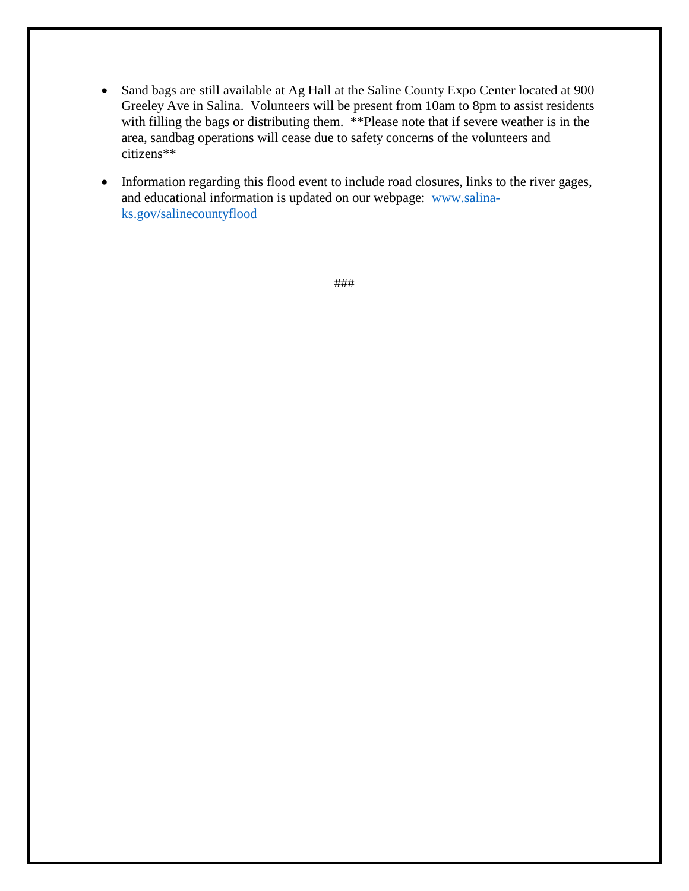- Sand bags are still available at Ag Hall at the Saline County Expo Center located at 900 Greeley Ave in Salina. Volunteers will be present from 10am to 8pm to assist residents with filling the bags or distributing them. **Please note that if severe weather is in the area, sandbag operations will cease due to safety concerns of the volunteers and citizens**

- Information regarding this flood event to include road closures, links to the river gages, and educational information is updated on our webpage: [www.salina-ks.gov/salinecountyflood](www.salina-ks.gov/salinecountyflood)

###